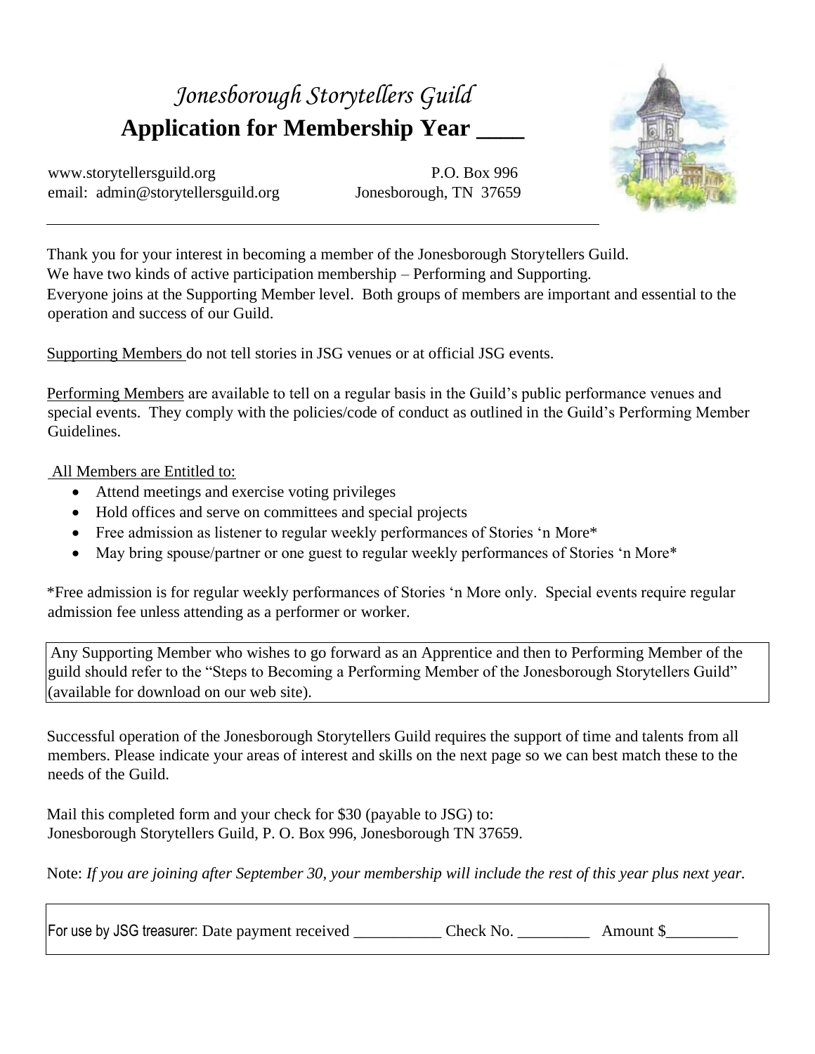*Jonesborough Storytellers Guild*

# Application for Membership Year ____

www.storytellersguild.org
email: admin@storytellersguild.org

P.O. Box 996
Jonesborough, TN 37659

---

Thank you for your interest in becoming a member of the Jonesborough Storytellers Guild.
We have two kinds of active participation membership – Performing and Supporting.
Everyone joins at the Supporting Member level. Both groups of members are important and essential to the operation and success of our Guild.

<u>Supporting Members</u> do not tell stories in JSG venues or at official JSG events.

<u>Performing Members</u> are available to tell on a regular basis in the Guild's public performance venues and special events. They comply with the policies/code of conduct as outlined in the Guild's Performing Member Guidelines.

<u>All Members are Entitled to:</u>

- Attend meetings and exercise voting privileges
- Hold offices and serve on committees and special projects
- Free admission as listener to regular weekly performances of Stories 'n More*
- May bring spouse/partner or one guest to regular weekly performances of Stories 'n More*

*Free admission is for regular weekly performances of Stories 'n More only. Special events require regular admission fee unless attending as a performer or worker.

Any Supporting Member who wishes to go forward as an Apprentice and then to Performing Member of the guild should refer to the "Steps to Becoming a Performing Member of the Jonesborough Storytellers Guild" (available for download on our web site).

Successful operation of the Jonesborough Storytellers Guild requires the support of time and talents from all members. Please indicate your areas of interest and skills on the next page so we can best match these to the needs of the Guild.

Mail this completed form and your check for $30 (payable to JSG) to:
Jonesborough Storytellers Guild, P. O. Box 996, Jonesborough TN 37659.

Note: *If you are joining after September 30, your membership will include the rest of this year plus next year.*

For use by JSG treasurer: Date payment received ___________ Check No. _________ Amount $_________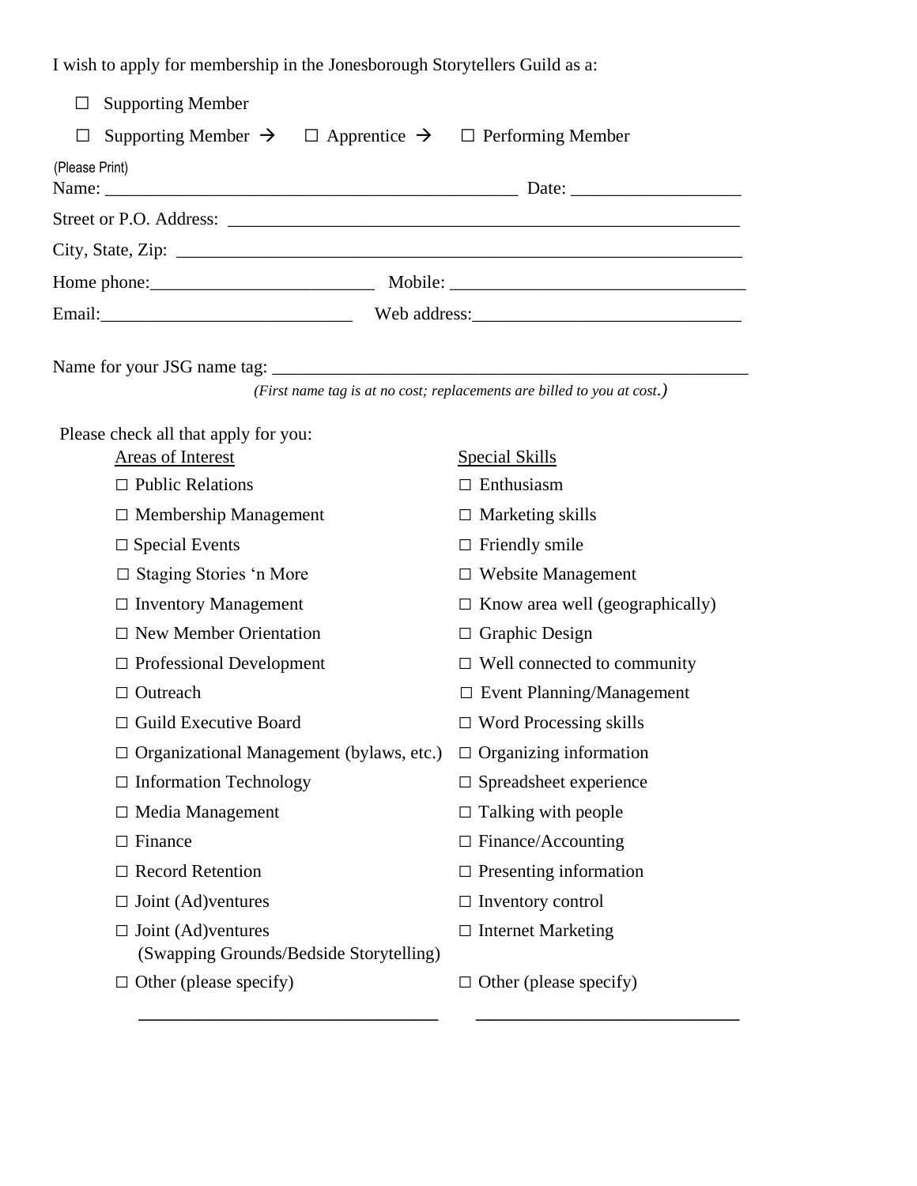I wish to apply for membership in the Jonesborough Storytellers Guild as a:

☐ Supporting Member

☐ Supporting Member → ☐ Apprentice → ☐ Performing Member

(Please Print)

Name: _______________________________________________ Date: __________________

Street or P.O. Address: ___________________________________________________________

City, State, Zip: _________________________________________________________________

Home phone:________________________ Mobile: _______________________________

Email:___________________________ Web address:_____________________________

Name for your JSG name tag: ___________________________________________________

*(First name tag is at no cost; replacements are billed to you at cost.)*

Please check all that apply for you:

| Areas of Interest | Special Skills |
|---|---|
| ☐ Public Relations | ☐ Enthusiasm |
| ☐ Membership Management | ☐ Marketing skills |
| ☐ Special Events | ☐ Friendly smile |
| ☐ Staging Stories 'n More | ☐ Website Management |
| ☐ Inventory Management | ☐ Know area well (geographically) |
| ☐ New Member Orientation | ☐ Graphic Design |
| ☐ Professional Development | ☐ Well connected to community |
| ☐ Outreach | ☐ Event Planning/Management |
| ☐ Guild Executive Board | ☐ Word Processing skills |
| ☐ Organizational Management (bylaws, etc.) | ☐ Organizing information |
| ☐ Information Technology | ☐ Spreadsheet experience |
| ☐ Media Management | ☐ Talking with people |
| ☐ Finance | ☐ Finance/Accounting |
| ☐ Record Retention | ☐ Presenting information |
| ☐ Joint (Ad)ventures | ☐ Inventory control |
| ☐ Joint (Ad)ventures (Swapping Grounds/Bedside Storytelling) | ☐ Internet Marketing |
| ☐ Other (please specify) | ☐ Other (please specify) |
| _______________________________ | ____________________________ |